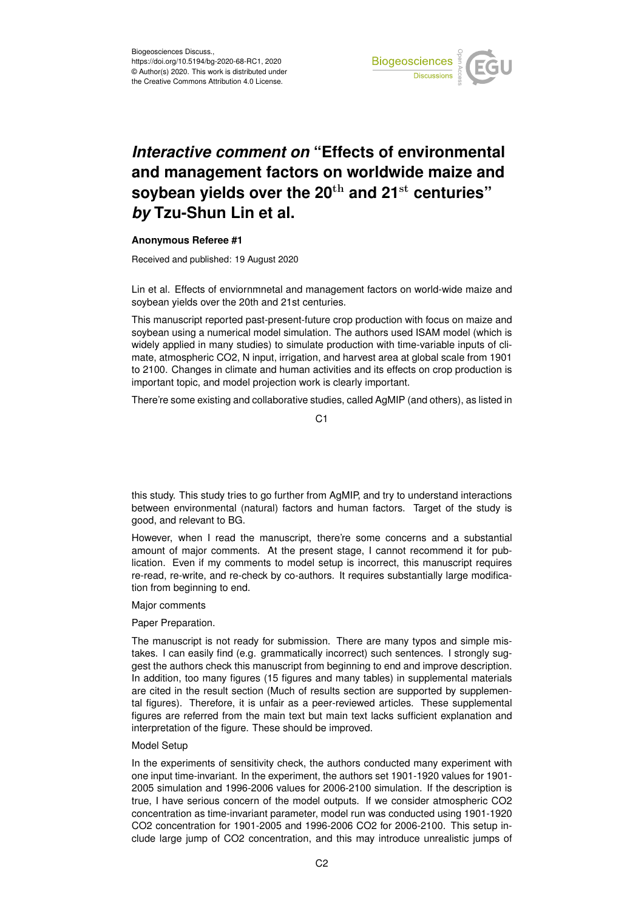Biogeosciences Discuss.,
https://doi.org/10.5194/bg-2020-68-RC1, 2020
© Author(s) 2020. This work is distributed under
the Creative Commons Attribution 4.0 License.

# *Interactive comment on* "Effects of environmental and management factors on worldwide maize and soybean yields over the 20$^{th}$ and 21$^{st}$ centuries" *by* Tzu-Shun Lin et al.

**Anonymous Referee #1**

Received and published: 19 August 2020

Lin et al. Effects of enviornmnetal and management factors on world-wide maize and soybean yields over the 20th and 21st centuries.

This manuscript reported past-present-future crop production with focus on maize and soybean using a numerical model simulation. The authors used ISAM model (which is widely applied in many studies) to simulate production with time-variable inputs of climate, atmospheric CO2, N input, irrigation, and harvest area at global scale from 1901 to 2100. Changes in climate and human activities and its effects on crop production is important topic, and model projection work is clearly important.

There're some existing and collaborative studies, called AgMIP (and others), as listed in this study. This study tries to go further from AgMIP, and try to understand interactions between environmental (natural) factors and human factors. Target of the study is good, and relevant to BG.

However, when I read the manuscript, there're some concerns and a substantial amount of major comments. At the present stage, I cannot recommend it for publication. Even if my comments to model setup is incorrect, this manuscript requires re-read, re-write, and re-check by co-authors. It requires substantially large modification from beginning to end.

Major comments

Paper Preparation.

The manuscript is not ready for submission. There are many typos and simple mistakes. I can easily find (e.g. grammatically incorrect) such sentences. I strongly suggest the authors check this manuscript from beginning to end and improve description. In addition, too many figures (15 figures and many tables) in supplemental materials are cited in the result section (Much of results section are supported by supplemental figures). Therefore, it is unfair as a peer-reviewed articles. These supplemental figures are referred from the main text but main text lacks sufficient explanation and interpretation of the figure. These should be improved.

Model Setup

In the experiments of sensitivity check, the authors conducted many experiment with one input time-invariant. In the experiment, the authors set 1901-1920 values for 1901-2005 simulation and 1996-2006 values for 2006-2100 simulation. If the description is true, I have serious concern of the model outputs. If we consider atmospheric CO2 concentration as time-invariant parameter, model run was conducted using 1901-1920 CO2 concentration for 1901-2005 and 1996-2006 CO2 for 2006-2100. This setup include large jump of CO2 concentration, and this may introduce unrealistic jumps of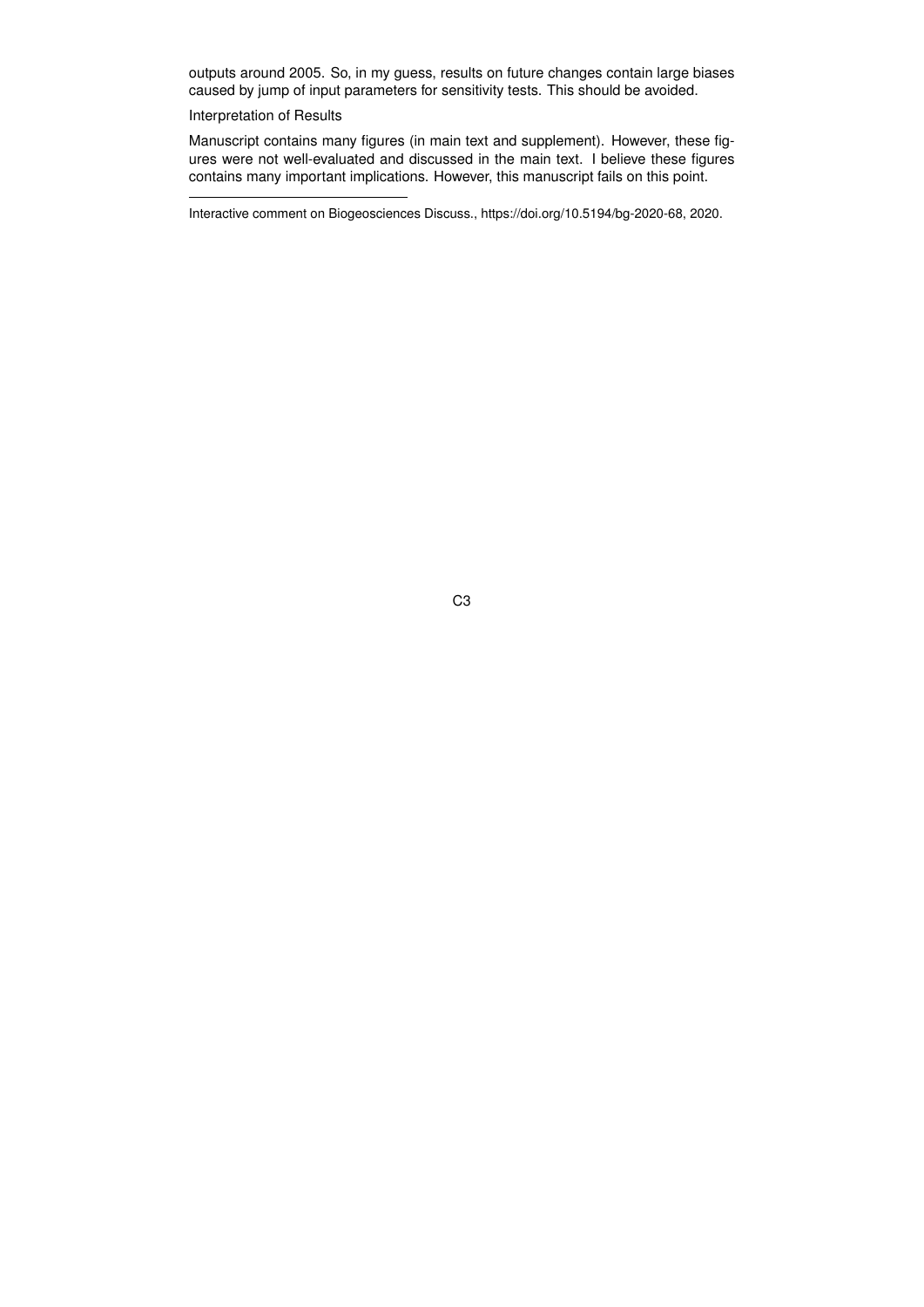outputs around 2005. So, in my guess, results on future changes contain large biases caused by jump of input parameters for sensitivity tests. This should be avoided.

Interpretation of Results

Manuscript contains many figures (in main text and supplement). However, these figures were not well-evaluated and discussed in the main text. I believe these figures contains many important implications. However, this manuscript fails on this point.

---

Interactive comment on Biogeosciences Discuss., https://doi.org/10.5194/bg-2020-68, 2020.